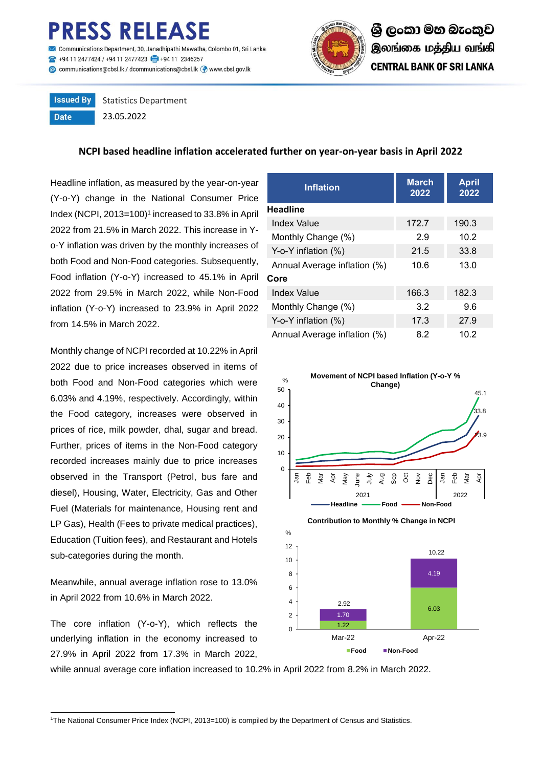# PRESS RELEASE

Communications Department, 30, Janadhipathi Mawatha, Colombo 01, Sri Lanka
+94 11 2477424 / +94 11 2477423 +94 11 2346257
communications@cbsl.lk / dcommunications@cbsl.lk www.cbsl.gov.lk

ශ්‍රී ලංකා මහ බැංකුව
இலங்கை மத்திய வங்கி
CENTRAL BANK OF SRI LANKA

| Issued By | Statistics Department |
|---|---|
| Date | 23.05.2022 |

## NCPI based headline inflation accelerated further on year-on-year basis in April 2022

Headline inflation, as measured by the year-on-year (Y-o-Y) change in the National Consumer Price Index (NCPI, 2013=100)[1] increased to 33.8% in April 2022 from 21.5% in March 2022. This increase in Y-o-Y inflation was driven by the monthly increases of both Food and Non-Food categories. Subsequently, Food inflation (Y-o-Y) increased to 45.1% in April 2022 from 29.5% in March 2022, while Non-Food inflation (Y-o-Y) increased to 23.9% in April 2022 from 14.5% in March 2022.

| Inflation | March 2022 | April 2022 |
|---|---|---|
| **Headline** | | |
| Index Value | 172.7 | 190.3 |
| Monthly Change (%) | 2.9 | 10.2 |
| Y-o-Y inflation (%) | 21.5 | 33.8 |
| Annual Average inflation (%) | 10.6 | 13.0 |
| **Core** | | |
| Index Value | 166.3 | 182.3 |
| Monthly Change (%) | 3.2 | 9.6 |
| Y-o-Y inflation (%) | 17.3 | 27.9 |
| Annual Average inflation (%) | 8.2 | 10.2 |

Monthly change of NCPI recorded at 10.22% in April 2022 due to price increases observed in items of both Food and Non-Food categories which were 6.03% and 4.19%, respectively. Accordingly, within the Food category, increases were observed in prices of rice, milk powder, dhal, sugar and bread. Further, prices of items in the Non-Food category recorded increases mainly due to price increases observed in the Transport (Petrol, bus fare and diesel), Housing, Water, Electricity, Gas and Other Fuel (Materials for maintenance, Housing rent and LP Gas), Health (Fees to private medical practices), Education (Tuition fees), and Restaurant and Hotels sub-categories during the month.

**Movement of NCPI based Inflation (Y-o-Y % Change)**

**Contribution to Monthly % Change in NCPI**

| | Food | Non-Food | Total |
|---|---|---|---|
| Mar-22 | 1.22 | 1.70 | 2.92 |
| Apr-22 | 6.03 | 4.19 | 10.22 |

Meanwhile, annual average inflation rose to 13.0% in April 2022 from 10.6% in March 2022.

The core inflation (Y-o-Y), which reflects the underlying inflation in the economy increased to 27.9% in April 2022 from 17.3% in March 2022, while annual average core inflation increased to 10.2% in April 2022 from 8.2% in March 2022.

[1]The National Consumer Price Index (NCPI, 2013=100) is compiled by the Department of Census and Statistics.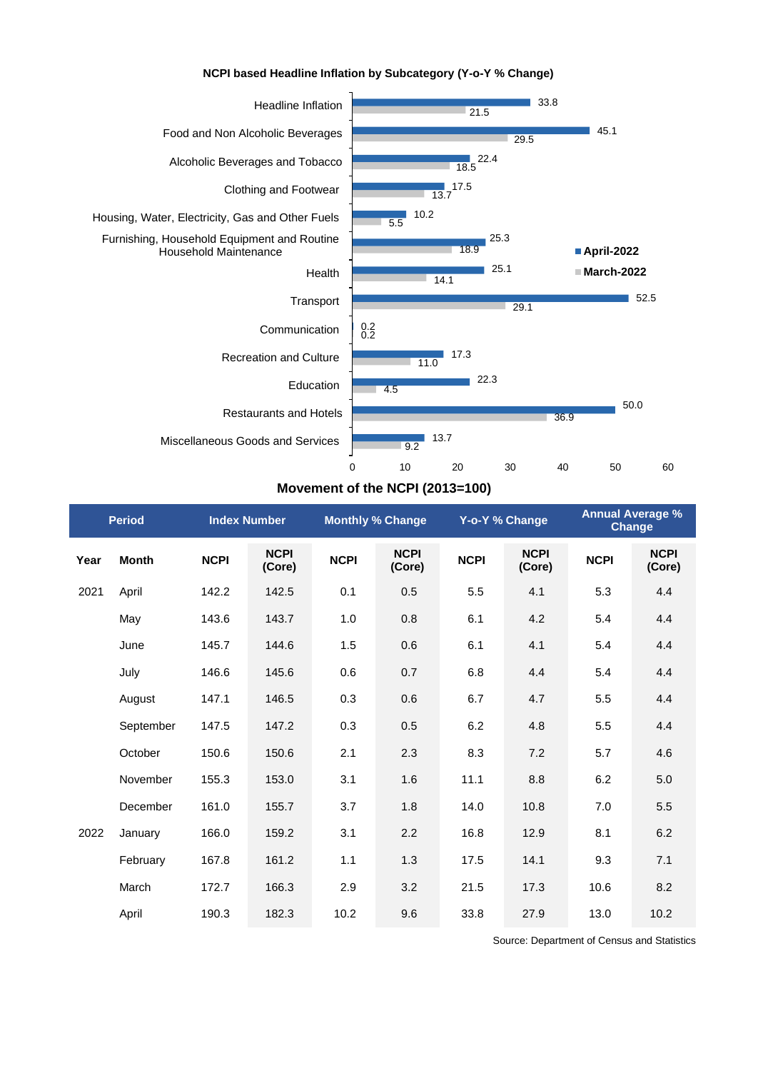**NCPI based Headline Inflation by Subcategory (Y-o-Y % Change)**

Headline Inflation 33.8 21.5
Food and Non Alcoholic Beverages 45.1 29.5
Alcoholic Beverages and Tobacco 22.4 18.5
Clothing and Footwear 17.5 13.7
Housing, Water, Electricity, Gas and Other Fuels 10.2 5.5
Furnishing, Household Equipment and Routine Household Maintenance 25.3 18.9
Health 25.1 14.1
Transport 52.5 29.1
Communication 0.2 0.2
Recreation and Culture 17.3 11.0
Education 22.3 4.5
Restaurants and Hotels 50.0 36.9
Miscellaneous Goods and Services 13.7 9.2

0 10 20 30 40 50 60

April-2022
March-2022

**Movement of the NCPI (2013=100)**

| Period | | Index Number | | Monthly % Change | | Y-o-Y % Change | | Annual Average % Change | |
|---|---|---|---|---|---|---|---|---|---|
| Year | Month | NCPI | NCPI (Core) | NCPI | NCPI (Core) | NCPI | NCPI (Core) | NCPI | NCPI (Core) |
| 2021 | April | 142.2 | 142.5 | 0.1 | 0.5 | 5.5 | 4.1 | 5.3 | 4.4 |
| | May | 143.6 | 143.7 | 1.0 | 0.8 | 6.1 | 4.2 | 5.4 | 4.4 |
| | June | 145.7 | 144.6 | 1.5 | 0.6 | 6.1 | 4.1 | 5.4 | 4.4 |
| | July | 146.6 | 145.6 | 0.6 | 0.7 | 6.8 | 4.4 | 5.4 | 4.4 |
| | August | 147.1 | 146.5 | 0.3 | 0.6 | 6.7 | 4.7 | 5.5 | 4.4 |
| | September | 147.5 | 147.2 | 0.3 | 0.5 | 6.2 | 4.8 | 5.5 | 4.4 |
| | October | 150.6 | 150.6 | 2.1 | 2.3 | 8.3 | 7.2 | 5.7 | 4.6 |
| | November | 155.3 | 153.0 | 3.1 | 1.6 | 11.1 | 8.8 | 6.2 | 5.0 |
| | December | 161.0 | 155.7 | 3.7 | 1.8 | 14.0 | 10.8 | 7.0 | 5.5 |
| 2022 | January | 166.0 | 159.2 | 3.1 | 2.2 | 16.8 | 12.9 | 8.1 | 6.2 |
| | February | 167.8 | 161.2 | 1.1 | 1.3 | 17.5 | 14.1 | 9.3 | 7.1 |
| | March | 172.7 | 166.3 | 2.9 | 3.2 | 21.5 | 17.3 | 10.6 | 8.2 |
| | April | 190.3 | 182.3 | 10.2 | 9.6 | 33.8 | 27.9 | 13.0 | 10.2 |

Source: Department of Census and Statistics